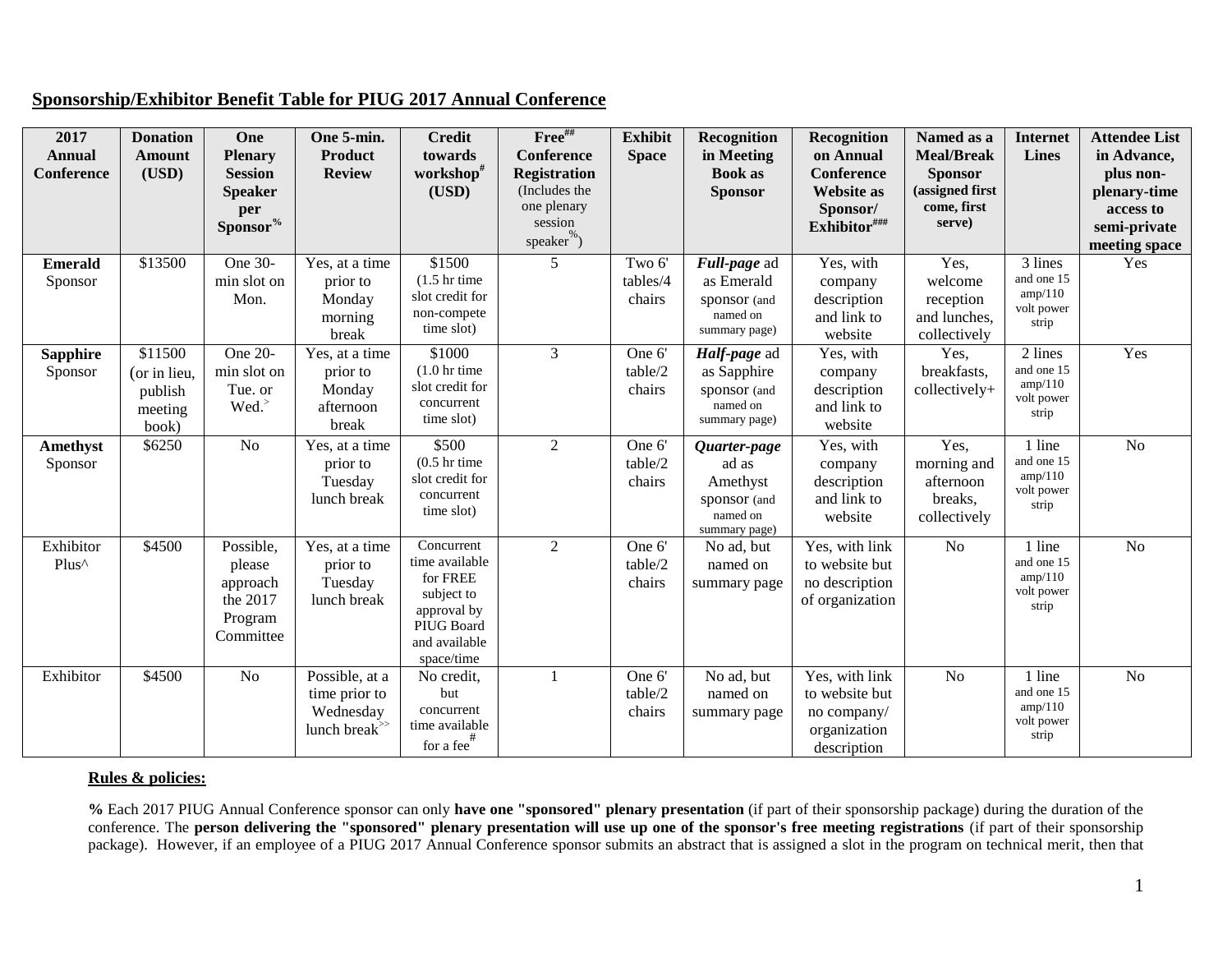## Sponsorship/Exhibitor Benefit Table for PIUG 2017 Annual Conference

| 2017 Annual Conference | Donation Amount (USD) | One Plenary Session Speaker per Sponsor% | One 5-min. Product Review | Credit towards workshop# (USD) | Free## Conference Registration (Includes the one plenary session speaker%) | Exhibit Space | Recognition in Meeting Book as Sponsor | Recognition on Annual Conference Website as Sponsor/ Exhibitor### | Named as a Meal/Break Sponsor (assigned first come, first serve) | Internet Lines | Attendee List in Advance, plus non-plenary-time access to semi-private meeting space |
|---|---|---|---|---|---|---|---|---|---|---|---|
| **Emerald** Sponsor | $13500 | One 30-min slot on Mon. | Yes, at a time prior to Monday morning break | $1500 (1.5 hr time slot credit for non-compete time slot) | 5 | Two 6' tables/4 chairs | ***Full-page*** ad as Emerald sponsor (and named on summary page) | Yes, with company description and link to website | Yes, welcome reception and lunches, collectively | 3 lines and one 15 amp/110 volt power strip | Yes |
| **Sapphire** Sponsor | $11500 (or in lieu, publish meeting book) | One 20-min slot on Tue. or Wed.> | Yes, at a time prior to Monday afternoon break | $1000 (1.0 hr time slot credit for concurrent time slot) | 3 | One 6' table/2 chairs | ***Half-page*** ad as Sapphire sponsor (and named on summary page) | Yes, with company description and link to website | Yes, breakfasts, collectively+ | 2 lines and one 15 amp/110 volt power strip | Yes |
| **Amethyst** Sponsor | $6250 | No | Yes, at a time prior to Tuesday lunch break | $500 (0.5 hr time slot credit for concurrent time slot) | 2 | One 6' table/2 chairs | ***Quarter-page*** ad as Amethyst sponsor (and named on summary page) | Yes, with company description and link to website | Yes, morning and afternoon breaks, collectively | 1 line and one 15 amp/110 volt power strip | No |
| Exhibitor Plus^ | $4500 | Possible, please approach the 2017 Program Committee | Yes, at a time prior to Tuesday lunch break | Concurrent time available for FREE subject to approval by PIUG Board and available space/time | 2 | One 6' table/2 chairs | No ad, but named on summary page | Yes, with link to website but no description of organization | No | 1 line and one 15 amp/110 volt power strip | No |
| Exhibitor | $4500 | No | Possible, at a time prior to Wednesday lunch break>> | No credit, but concurrent time available for a fee# | 1 | One 6' table/2 chairs | No ad, but named on summary page | Yes, with link to website but no company/ organization description | No | 1 line and one 15 amp/110 volt power strip | No |

**Rules & policies:**

**%** Each 2017 PIUG Annual Conference sponsor can only **have one "sponsored" plenary presentation** (if part of their sponsorship package) during the duration of the conference. The **person delivering the "sponsored" plenary presentation will use up one of the sponsor's free meeting registrations** (if part of their sponsorship package). However, if an employee of a PIUG 2017 Annual Conference sponsor submits an abstract that is assigned a slot in the program on technical merit, then that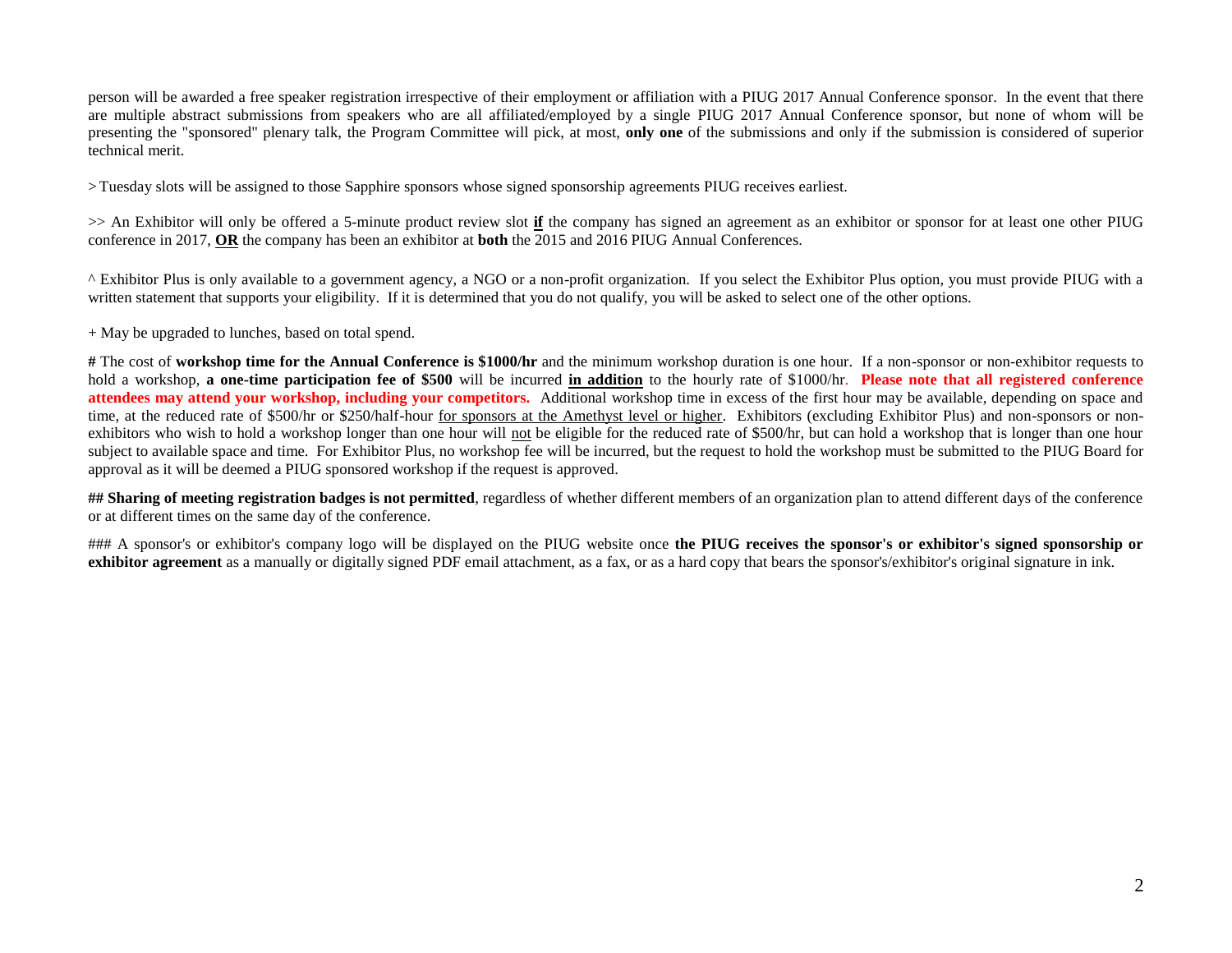person will be awarded a free speaker registration irrespective of their employment or affiliation with a PIUG 2017 Annual Conference sponsor. In the event that there are multiple abstract submissions from speakers who are all affiliated/employed by a single PIUG 2017 Annual Conference sponsor, but none of whom will be presenting the "sponsored" plenary talk, the Program Committee will pick, at most, **only one** of the submissions and only if the submission is considered of superior technical merit.

> Tuesday slots will be assigned to those Sapphire sponsors whose signed sponsorship agreements PIUG receives earliest.

>> An Exhibitor will only be offered a 5-minute product review slot **<u>if</u>** the company has signed an agreement as an exhibitor or sponsor for at least one other PIUG conference in 2017, **<u>OR</u>** the company has been an exhibitor at **both** the 2015 and 2016 PIUG Annual Conferences.

^ Exhibitor Plus is only available to a government agency, a NGO or a non-profit organization. If you select the Exhibitor Plus option, you must provide PIUG with a written statement that supports your eligibility. If it is determined that you do not qualify, you will be asked to select one of the other options.

+ May be upgraded to lunches, based on total spend.

**#** The cost of **workshop time for the Annual Conference is $1000/hr** and the minimum workshop duration is one hour. If a non-sponsor or non-exhibitor requests to hold a workshop, **a one-time participation fee of $500** will be incurred **<u>in addition</u>** to the hourly rate of $1000/hr. **Please note that all registered conference attendees may attend your workshop, including your competitors.** Additional workshop time in excess of the first hour may be available, depending on space and time, at the reduced rate of $500/hr or $250/half-hour <u>for sponsors at the Amethyst level or higher</u>. Exhibitors (excluding Exhibitor Plus) and non-sponsors or non-exhibitors who wish to hold a workshop longer than one hour will <u>not</u> be eligible for the reduced rate of $500/hr, but can hold a workshop that is longer than one hour subject to available space and time. For Exhibitor Plus, no workshop fee will be incurred, but the request to hold the workshop must be submitted to the PIUG Board for approval as it will be deemed a PIUG sponsored workshop if the request is approved.

**## Sharing of meeting registration badges is not permitted**, regardless of whether different members of an organization plan to attend different days of the conference or at different times on the same day of the conference.

### A sponsor's or exhibitor's company logo will be displayed on the PIUG website once **the PIUG receives the sponsor's or exhibitor's signed sponsorship or exhibitor agreement** as a manually or digitally signed PDF email attachment, as a fax, or as a hard copy that bears the sponsor's/exhibitor's original signature in ink.